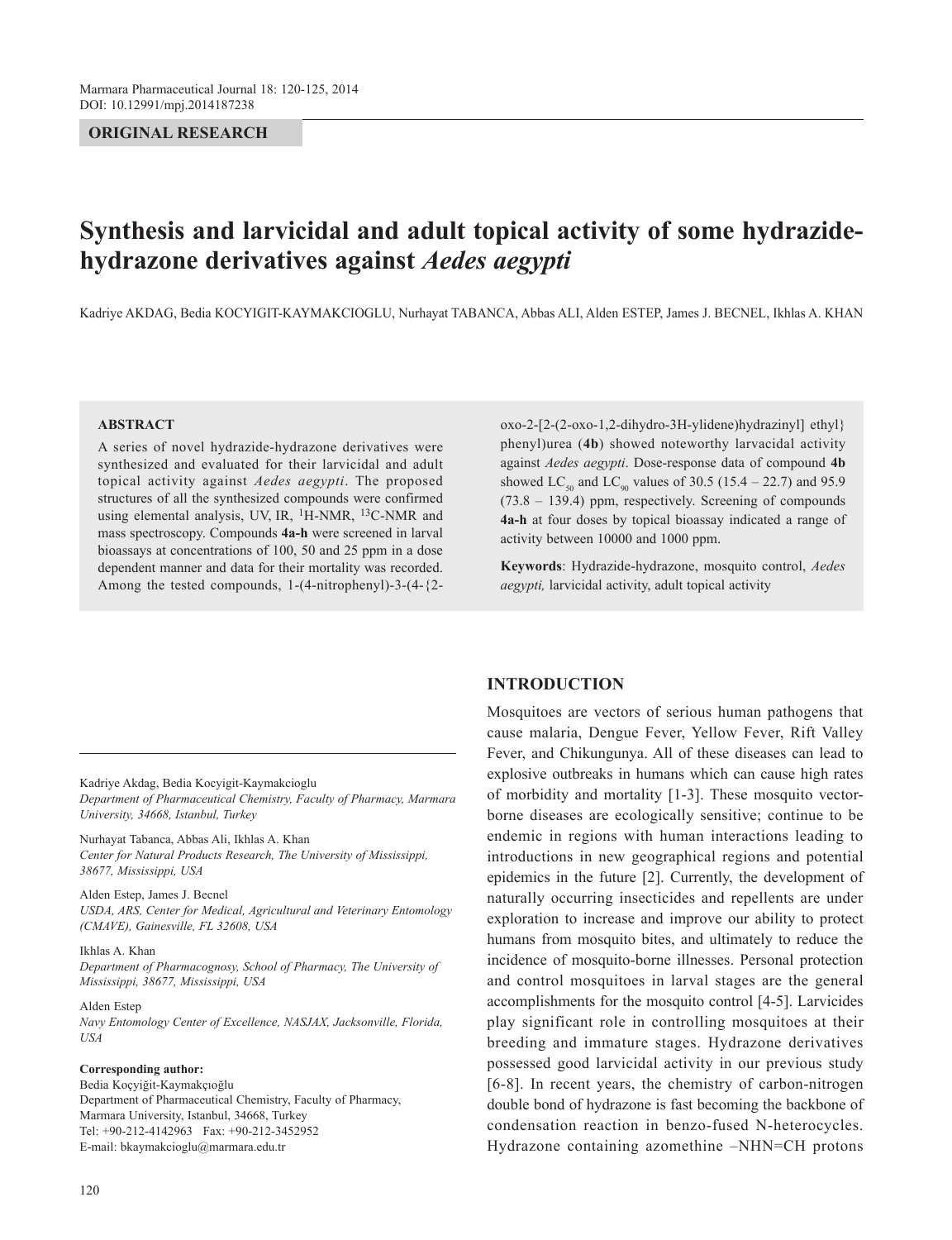**ORIGINAL RESEARCH**

# Synthesis and larvicidal and adult topical activity of some hydrazide-hydrazone derivatives against *Aedes aegypti*

Kadriye AKDAG, Bedia KOCYIGIT-KAYMAKCIOGLU, Nurhayat TABANCA, Abbas ALI, Alden ESTEP, James J. BECNEL, Ikhlas A. KHAN

## ABSTRACT

A series of novel hydrazide-hydrazone derivatives were synthesized and evaluated for their larvicidal and adult topical activity against *Aedes aegypti*. The proposed structures of all the synthesized compounds were confirmed using elemental analysis, UV, IR, $^{1}$H-NMR, $^{13}$C-NMR and mass spectroscopy. Compounds **4a-h** were screened in larval bioassays at concentrations of 100, 50 and 25 ppm in a dose dependent manner and data for their mortality was recorded. Among the tested compounds, 1-(4-nitrophenyl)-3-(4-{2-oxo-2-[2-(2-oxo-1,2-dihydro-3H-ylidene)hydrazinyl] ethyl} phenyl)urea (**4b**) showed noteworthy larvacidal activity against *Aedes aegypti*. Dose-response data of compound **4b** showed $LC_{50}$ and $LC_{90}$ values of 30.5 (15.4 – 22.7) and 95.9 (73.8 – 139.4) ppm, respectively. Screening of compounds **4a-h** at four doses by topical bioassay indicated a range of activity between 10000 and 1000 ppm.

**Keywords**: Hydrazide-hydrazone, mosquito control, *Aedes aegypti,* larvicidal activity, adult topical activity

Kadriye Akdag, Bedia Kocyigit-Kaymakcioglu
*Department of Pharmaceutical Chemistry, Faculty of Pharmacy, Marmara University, 34668, Istanbul, Turkey*

Nurhayat Tabanca, Abbas Ali, Ikhlas A. Khan
*Center for Natural Products Research, The University of Mississippi, 38677, Mississippi, USA*

Alden Estep, James J. Becnel
*USDA, ARS, Center for Medical, Agricultural and Veterinary Entomology (CMAVE), Gainesville, FL 32608, USA*

Ikhlas A. Khan
*Department of Pharmacognosy, School of Pharmacy, The University of Mississippi, 38677, Mississippi, USA*

Alden Estep
*Navy Entomology Center of Excellence, NASJAX, Jacksonville, Florida, USA*

**Corresponding author:**
Bedia Koçyiğit-Kaymakçıoğlu
Department of Pharmaceutical Chemistry, Faculty of Pharmacy, Marmara University, Istanbul, 34668, Turkey
Tel: +90-212-4142963 Fax: +90-212-3452952
E-mail: bkaymakcioglu@marmara.edu.tr

## INTRODUCTION

Mosquitoes are vectors of serious human pathogens that cause malaria, Dengue Fever, Yellow Fever, Rift Valley Fever, and Chikungunya. All of these diseases can lead to explosive outbreaks in humans which can cause high rates of morbidity and mortality [1-3]. These mosquito vector-borne diseases are ecologically sensitive; continue to be endemic in regions with human interactions leading to introductions in new geographical regions and potential epidemics in the future [2]. Currently, the development of naturally occurring insecticides and repellents are under exploration to increase and improve our ability to protect humans from mosquito bites, and ultimately to reduce the incidence of mosquito-borne illnesses. Personal protection and control mosquitoes in larval stages are the general accomplishments for the mosquito control [4-5]. Larvicides play significant role in controlling mosquitoes at their breeding and immature stages. Hydrazone derivatives possessed good larvicidal activity in our previous study [6-8]. In recent years, the chemistry of carbon-nitrogen double bond of hydrazone is fast becoming the backbone of condensation reaction in benzo-fused N-heterocycles. Hydrazone containing azomethine –NHN=CH protons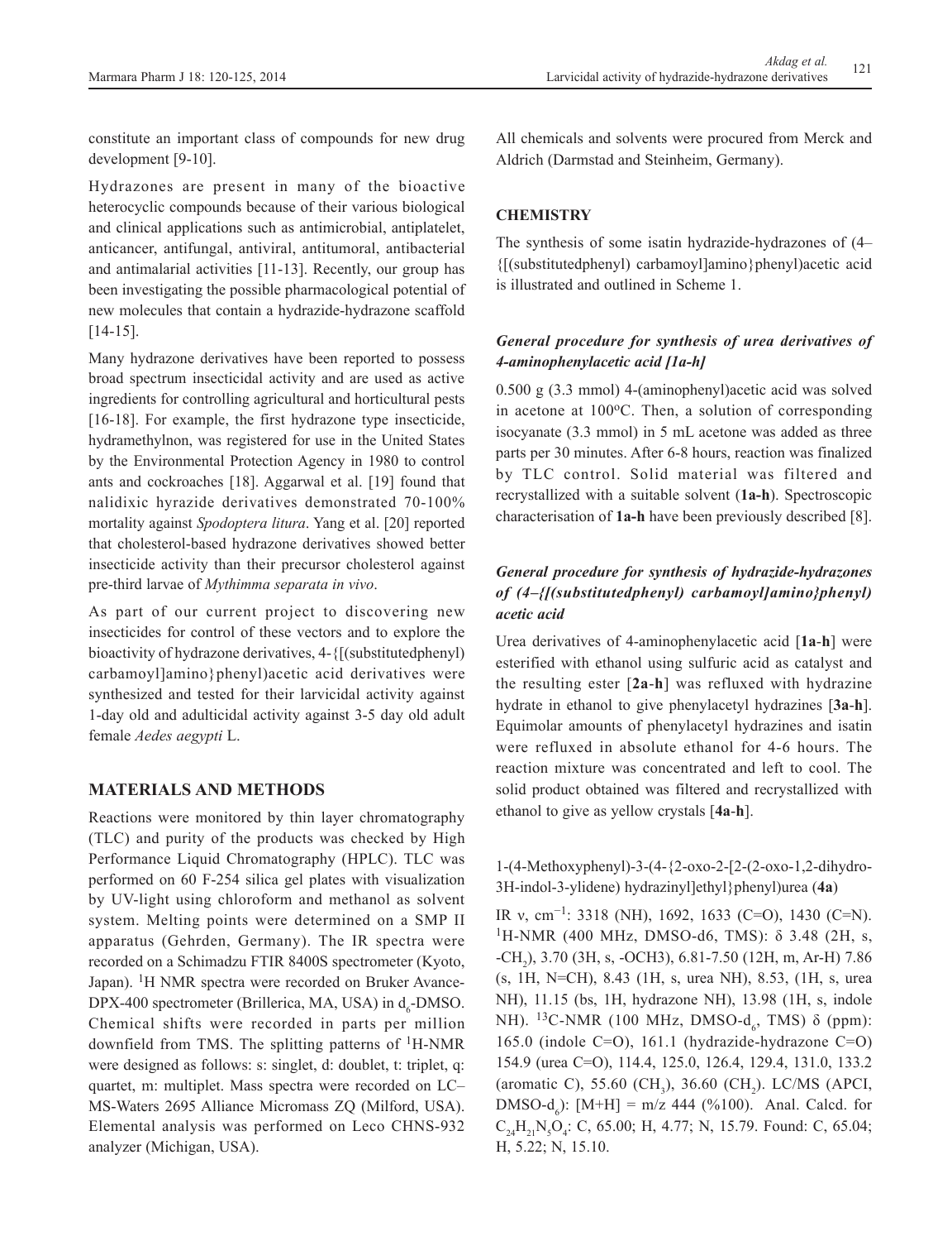constitute an important class of compounds for new drug development [9-10].

Hydrazones are present in many of the bioactive heterocyclic compounds because of their various biological and clinical applications such as antimicrobial, antiplatelet, anticancer, antifungal, antiviral, antitumoral, antibacterial and antimalarial activities [11-13]. Recently, our group has been investigating the possible pharmacological potential of new molecules that contain a hydrazide-hydrazone scaffold [14-15].

Many hydrazone derivatives have been reported to possess broad spectrum insecticidal activity and are used as active ingredients for controlling agricultural and horticultural pests [16-18]. For example, the first hydrazone type insecticide, hydramethylnon, was registered for use in the United States by the Environmental Protection Agency in 1980 to control ants and cockroaches [18]. Aggarwal et al. [19] found that nalidixic hyrazide derivatives demonstrated 70-100% mortality against *Spodoptera litura*. Yang et al. [20] reported that cholesterol-based hydrazone derivatives showed better insecticide activity than their precursor cholesterol against pre-third larvae of *Mythimma separata in vivo*.

As part of our current project to discovering new insecticides for control of these vectors and to explore the bioactivity of hydrazone derivatives, 4-{[(substitutedphenyl) carbamoyl]amino}phenyl)acetic acid derivatives were synthesized and tested for their larvicidal activity against 1-day old and adulticidal activity against 3-5 day old adult female *Aedes aegypti* L.

## MATERIALS AND METHODS

Reactions were monitored by thin layer chromatography (TLC) and purity of the products was checked by High Performance Liquid Chromatography (HPLC). TLC was performed on 60 F-254 silica gel plates with visualization by UV-light using chloroform and methanol as solvent system. Melting points were determined on a SMP II apparatus (Gehrden, Germany). The IR spectra were recorded on a Schimadzu FTIR 8400S spectrometer (Kyoto, Japan). $^1$H NMR spectra were recorded on Bruker Avance-DPX-400 spectrometer (Brillerica, MA, USA) in $d_6$-DMSO. Chemical shifts were recorded in parts per million downfield from TMS. The splitting patterns of $^1$H-NMR were designed as follows: s: singlet, d: doublet, t: triplet, q: quartet, m: multiplet. Mass spectra were recorded on LC–MS-Waters 2695 Alliance Micromass ZQ (Milford, USA). Elemental analysis was performed on Leco CHNS-932 analyzer (Michigan, USA).

All chemicals and solvents were procured from Merck and Aldrich (Darmstad and Steinheim, Germany).

## CHEMISTRY

The synthesis of some isatin hydrazide-hydrazones of (4–{[(substitutedphenyl) carbamoyl]amino}phenyl)acetic acid is illustrated and outlined in Scheme 1.

### *General procedure for synthesis of urea derivatives of 4-aminophenylacetic acid [1a-h]*

0.500 g (3.3 mmol) 4-(aminophenyl)acetic acid was solved in acetone at 100$^o$C. Then, a solution of corresponding isocyanate (3.3 mmol) in 5 mL acetone was added as three parts per 30 minutes. After 6-8 hours, reaction was finalized by TLC control. Solid material was filtered and recrystallized with a suitable solvent (**1a-h**). Spectroscopic characterisation of **1a-h** have been previously described [8].

### *General procedure for synthesis of hydrazide-hydrazones of (4–{[(substitutedphenyl) carbamoyl]amino}phenyl) acetic acid*

Urea derivatives of 4-aminophenylacetic acid [**1a**-**h**] were esterified with ethanol using sulfuric acid as catalyst and the resulting ester [**2a**-**h**] was refluxed with hydrazine hydrate in ethanol to give phenylacetyl hydrazines [**3a**-**h**]. Equimolar amounts of phenylacetyl hydrazines and isatin were refluxed in absolute ethanol for 4-6 hours. The reaction mixture was concentrated and left to cool. The solid product obtained was filtered and recrystallized with ethanol to give as yellow crystals [**4a**-**h**].

1-(4-Methoxyphenyl)-3-(4-{2-oxo-2-[2-(2-oxo-1,2-dihydro-3H-indol-3-ylidene) hydrazinyl]ethyl}phenyl)urea (**4a**)

IR ν, cm$^{-1}$: 3318 (NH), 1692, 1633 (C=O), 1430 (C=N). $^1$H-NMR (400 MHz, DMSO-d6, TMS): δ 3.48 (2H, s, -$CH_2$), 3.70 (3H, s, -OCH3), 6.81-7.50 (12H, m, Ar-H) 7.86 (s, 1H, N=CH), 8.43 (1H, s, urea NH), 8.53, (1H, s, urea NH), 11.15 (bs, 1H, hydrazone NH), 13.98 (1H, s, indole NH). $^{13}$C-NMR (100 MHz, DMSO-$d_6$, TMS) δ (ppm): 165.0 (indole C=O), 161.1 (hydrazide-hydrazone C=O) 154.9 (urea C=O), 114.4, 125.0, 126.4, 129.4, 131.0, 133.2 (aromatic C), 55.60 ($CH_3$), 36.60 ($CH_2$). LC/MS (APCI, DMSO-$d_6$): [M+H] = m/z 444 (%100). Anal. Calcd. for $C_{24}H_{21}N_5O_4$: C, 65.00; H, 4.77; N, 15.79. Found: C, 65.04; H, 5.22; N, 15.10.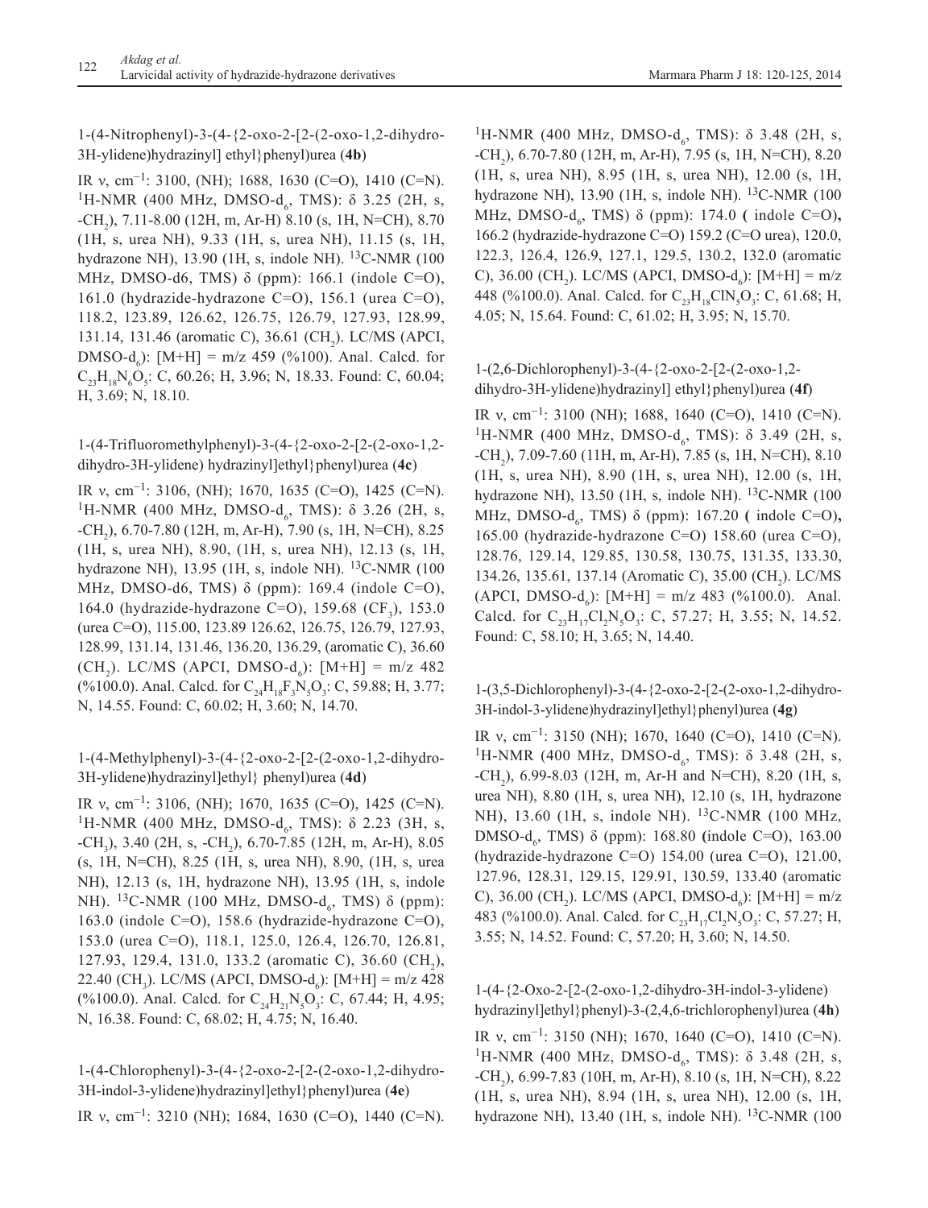1-(4-Nitrophenyl)-3-(4-{2-oxo-2-[2-(2-oxo-1,2-dihydro-3H-ylidene)hydrazinyl] ethyl}phenyl)urea (**4b**)

IR ν, $cm^{-1}$: 3100, (NH); 1688, 1630 (C=O), 1410 (C=N). $^1H$-NMR (400 MHz, DMSO-$d_6$, TMS): δ 3.25 (2H, s, -$CH_2$), 7.11-8.00 (12H, m, Ar-H) 8.10 (s, 1H, N=CH), 8.70 (1H, s, urea NH), 9.33 (1H, s, urea NH), 11.15 (s, 1H, hydrazone NH), 13.90 (1H, s, indole NH). $^{13}C$-NMR (100 MHz, DMSO-d6, TMS) δ (ppm): 166.1 (indole C=O), 161.0 (hydrazide-hydrazone C=O), 156.1 (urea C=O), 118.2, 123.89, 126.62, 126.75, 126.79, 127.93, 128.99, 131.14, 131.46 (aromatic C), 36.61 ($CH_2$). LC/MS (APCI, DMSO-$d_6$): [M+H] = m/z 459 (%100). Anal. Calcd. for $C_{23}H_{18}N_6O_5$: C, 60.26; H, 3.96; N, 18.33. Found: C, 60.04; H, 3.69; N, 18.10.

1-(4-Trifluoromethylphenyl)-3-(4-{2-oxo-2-[2-(2-oxo-1,2-dihydro-3H-ylidene) hydrazinyl]ethyl}phenyl)urea (**4c**)

IR ν, $cm^{-1}$: 3106, (NH); 1670, 1635 (C=O), 1425 (C=N). $^1H$-NMR (400 MHz, DMSO-$d_6$, TMS): δ 3.26 (2H, s, -$CH_2$), 6.70-7.80 (12H, m, Ar-H), 7.90 (s, 1H, N=CH), 8.25 (1H, s, urea NH), 8.90, (1H, s, urea NH), 12.13 (s, 1H, hydrazone NH), 13.95 (1H, s, indole NH). $^{13}C$-NMR (100 MHz, DMSO-d6, TMS) δ (ppm): 169.4 (indole C=O), 164.0 (hydrazide-hydrazone C=O), 159.68 ($CF_3$), 153.0 (urea C=O), 115.00, 123.89 126.62, 126.75, 126.79, 127.93, 128.99, 131.14, 131.46, 136.20, 136.29, (aromatic C), 36.60 ($CH_2$). LC/MS (APCI, DMSO-$d_6$): [M+H] = m/z 482 (%100.0). Anal. Calcd. for $C_{24}H_{18}F_3N_5O_3$: C, 59.88; H, 3.77; N, 14.55. Found: C, 60.02; H, 3.60; N, 14.70.

1-(4-Methylphenyl)-3-(4-{2-oxo-2-[2-(2-oxo-1,2-dihydro-3H-ylidene)hydrazinyl]ethyl} phenyl)urea (**4d**)

IR ν, $cm^{-1}$: 3106, (NH); 1670, 1635 (C=O), 1425 (C=N). $^1H$-NMR (400 MHz, DMSO-$d_6$, TMS): δ 2.23 (3H, s, -$CH_3$), 3.40 (2H, s, -$CH_2$), 6.70-7.85 (12H, m, Ar-H), 8.05 (s, 1H, N=CH), 8.25 (1H, s, urea NH), 8.90, (1H, s, urea NH), 12.13 (s, 1H, hydrazone NH), 13.95 (1H, s, indole NH). $^{13}C$-NMR (100 MHz, DMSO-$d_6$, TMS) δ (ppm): 163.0 (indole C=O), 158.6 (hydrazide-hydrazone C=O), 153.0 (urea C=O), 118.1, 125.0, 126.4, 126.70, 126.81, 127.93, 129.4, 131.0, 133.2 (aromatic C), 36.60 ($CH_2$), 22.40 ($CH_3$). LC/MS (APCI, DMSO-$d_6$): [M+H] = m/z 428 (%100.0). Anal. Calcd. for $C_{24}H_{21}N_5O_3$: C, 67.44; H, 4.95; N, 16.38. Found: C, 68.02; H, 4.75; N, 16.40.

1-(4-Chlorophenyl)-3-(4-{2-oxo-2-[2-(2-oxo-1,2-dihydro-3H-indol-3-ylidene)hydrazinyl]ethyl}phenyl)urea (**4e**)

IR ν, $cm^{-1}$: 3210 (NH); 1684, 1630 (C=O), 1440 (C=N). $^1H$-NMR (400 MHz, DMSO-$d_6$, TMS): δ 3.48 (2H, s, -$CH_2$), 6.70-7.80 (12H, m, Ar-H), 7.95 (s, 1H, N=CH), 8.20 (1H, s, urea NH), 8.95 (1H, s, urea NH), 12.00 (s, 1H, hydrazone NH), 13.90 (1H, s, indole NH). $^{13}C$-NMR (100 MHz, DMSO-$d_6$, TMS) δ (ppm): 174.0 ( indole C=O), 166.2 (hydrazide-hydrazone C=O) 159.2 (C=O urea), 120.0, 122.3, 126.4, 126.9, 127.1, 129.5, 130.2, 132.0 (aromatic C), 36.00 ($CH_2$). LC/MS (APCI, DMSO-$d_6$): [M+H] = m/z 448 (%100.0). Anal. Calcd. for $C_{23}H_{18}ClN_5O_3$: C, 61.68; H, 4.05; N, 15.64. Found: C, 61.02; H, 3.95; N, 15.70.

1-(2,6-Dichlorophenyl)-3-(4-{2-oxo-2-[2-(2-oxo-1,2-dihydro-3H-ylidene)hydrazinyl] ethyl}phenyl)urea (**4f**)

IR ν, $cm^{-1}$: 3100 (NH); 1688, 1640 (C=O), 1410 (C=N). $^1H$-NMR (400 MHz, DMSO-$d_6$, TMS): δ 3.49 (2H, s, -$CH_2$), 7.09-7.60 (11H, m, Ar-H), 7.85 (s, 1H, N=CH), 8.10 (1H, s, urea NH), 8.90 (1H, s, urea NH), 12.00 (s, 1H, hydrazone NH), 13.50 (1H, s, indole NH). $^{13}C$-NMR (100 MHz, DMSO-$d_6$, TMS) δ (ppm): 167.20 ( indole C=O), 165.00 (hydrazide-hydrazone C=O) 158.60 (urea C=O), 128.76, 129.14, 129.85, 130.58, 130.75, 131.35, 133.30, 134.26, 135.61, 137.14 (Aromatic C), 35.00 ($CH_2$). LC/MS (APCI, DMSO-$d_6$): [M+H] = m/z 483 (%100.0). Anal. Calcd. for $C_{23}H_{17}Cl_2N_5O_3$: C, 57.27; H, 3.55; N, 14.52. Found: C, 58.10; H, 3.65; N, 14.40.

1-(3,5-Dichlorophenyl)-3-(4-{2-oxo-2-[2-(2-oxo-1,2-dihydro-3H-indol-3-ylidene)hydrazinyl]ethyl}phenyl)urea (**4g**)

IR ν, $cm^{-1}$: 3150 (NH); 1670, 1640 (C=O), 1410 (C=N). $^1H$-NMR (400 MHz, DMSO-$d_6$, TMS): δ 3.48 (2H, s, -$CH_2$), 6.99-8.03 (12H, m, Ar-H and N=CH), 8.20 (1H, s, urea NH), 8.80 (1H, s, urea NH), 12.10 (s, 1H, hydrazone NH), 13.60 (1H, s, indole NH). $^{13}C$-NMR (100 MHz, DMSO-$d_6$, TMS) δ (ppm): 168.80 (indole C=O), 163.00 (hydrazide-hydrazone C=O) 154.00 (urea C=O), 121.00, 127.96, 128.31, 129.15, 129.91, 130.59, 133.40 (aromatic C), 36.00 ($CH_2$). LC/MS (APCI, DMSO-$d_6$): [M+H] = m/z 483 (%100.0). Anal. Calcd. for $C_{23}H_{17}Cl_2N_5O_3$: C, 57.27; H, 3.55; N, 14.52. Found: C, 57.20; H, 3.60; N, 14.50.

1-(4-{2-Oxo-2-[2-(2-oxo-1,2-dihydro-3H-indol-3-ylidene) hydrazinyl]ethyl}phenyl)-3-(2,4,6-trichlorophenyl)urea (**4h**)

IR ν, $cm^{-1}$: 3150 (NH); 1670, 1640 (C=O), 1410 (C=N). $^1H$-NMR (400 MHz, DMSO-$d_6$, TMS): δ 3.48 (2H, s, -$CH_2$), 6.99-7.83 (10H, m, Ar-H), 8.10 (s, 1H, N=CH), 8.22 (1H, s, urea NH), 8.94 (1H, s, urea NH), 12.00 (s, 1H, hydrazone NH), 13.40 (1H, s, indole NH). $^{13}C$-NMR (100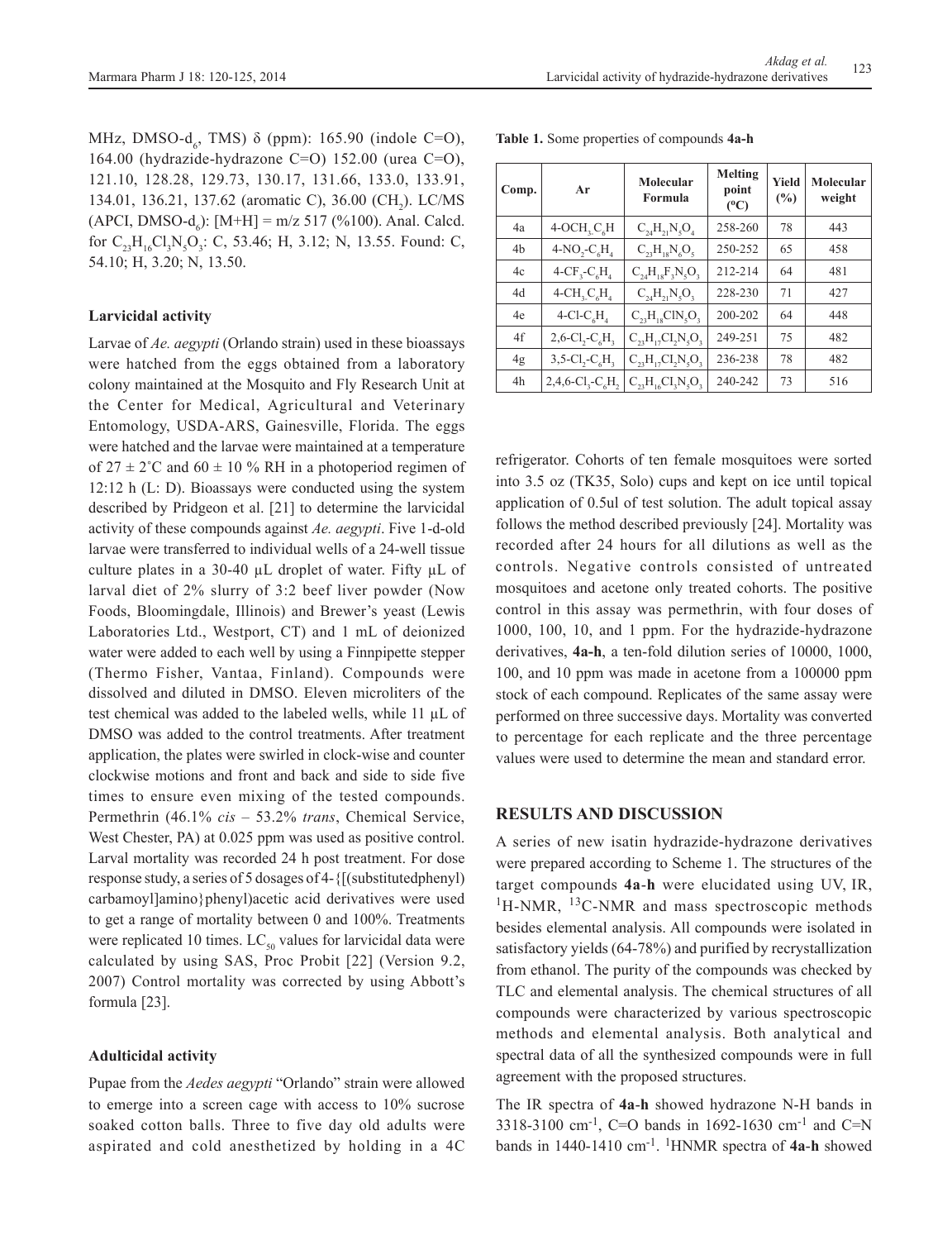MHz, DMSO-$d_6$, TMS) δ (ppm): 165.90 (indole C=O), 164.00 (hydrazide-hydrazone C=O) 152.00 (urea C=O), 121.10, 128.28, 129.73, 130.17, 131.66, 133.0, 133.91, 134.01, 136.21, 137.62 (aromatic C), 36.00 ($CH_2$). LC/MS (APCI, DMSO-$d_6$): [M+H] = m/z 517 (%100). Anal. Calcd. for $C_{23}H_{16}Cl_3N_5O_3$: C, 53.46; H, 3.12; N, 13.55. Found: C, 54.10; H, 3.20; N, 13.50.

### Larvicidal activity

Larvae of *Ae. aegypti* (Orlando strain) used in these bioassays were hatched from the eggs obtained from a laboratory colony maintained at the Mosquito and Fly Research Unit at the Center for Medical, Agricultural and Veterinary Entomology, USDA-ARS, Gainesville, Florida. The eggs were hatched and the larvae were maintained at a temperature of 27 ± 2°C and 60 ± 10 % RH in a photoperiod regimen of 12:12 h (L: D). Bioassays were conducted using the system described by Pridgeon et al. [21] to determine the larvicidal activity of these compounds against *Ae. aegypti*. Five 1-d-old larvae were transferred to individual wells of a 24-well tissue culture plates in a 30-40 µL droplet of water. Fifty µL of larval diet of 2% slurry of 3:2 beef liver powder (Now Foods, Bloomingdale, Illinois) and Brewer's yeast (Lewis Laboratories Ltd., Westport, CT) and 1 mL of deionized water were added to each well by using a Finnpipette stepper (Thermo Fisher, Vantaa, Finland). Compounds were dissolved and diluted in DMSO. Eleven microliters of the test chemical was added to the labeled wells, while 11 µL of DMSO was added to the control treatments. After treatment application, the plates were swirled in clock-wise and counter clockwise motions and front and back and side to side five times to ensure even mixing of the tested compounds. Permethrin (46.1% *cis* – 53.2% *trans*, Chemical Service, West Chester, PA) at 0.025 ppm was used as positive control. Larval mortality was recorded 24 h post treatment. For dose response study, a series of 5 dosages of 4-{[(substitutedphenyl) carbamoyl]amino}phenyl)acetic acid derivatives were used to get a range of mortality between 0 and 100%. Treatments were replicated 10 times. $LC_{50}$ values for larvicidal data were calculated by using SAS, Proc Probit [22] (Version 9.2, 2007) Control mortality was corrected by using Abbott's formula [23].

### Adulticidal activity

Pupae from the *Aedes aegypti* "Orlando" strain were allowed to emerge into a screen cage with access to 10% sucrose soaked cotton balls. Three to five day old adults were aspirated and cold anesthetized by holding in a 4C refrigerator. Cohorts of ten female mosquitoes were sorted into 3.5 oz (TK35, Solo) cups and kept on ice until topical application of 0.5ul of test solution. The adult topical assay follows the method described previously [24]. Mortality was recorded after 24 hours for all dilutions as well as the controls. Negative controls consisted of untreated mosquitoes and acetone only treated cohorts. The positive control in this assay was permethrin, with four doses of 1000, 100, 10, and 1 ppm. For the hydrazide-hydrazone derivatives, **4a-h**, a ten-fold dilution series of 10000, 1000, 100, and 10 ppm was made in acetone from a 100000 ppm stock of each compound. Replicates of the same assay were performed on three successive days. Mortality was converted to percentage for each replicate and the three percentage values were used to determine the mean and standard error.

**Table 1.** Some properties of compounds **4a-h**

| Comp. | Ar | Molecular Formula | Melting point (°C) | Yield (%) | Molecular weight |
|---|---|---|---|---|---|
| 4a | 4-$OCH_3$-$C_6H$ | $C_{24}H_{21}N_5O_4$ | 258-260 | 78 | 443 |
| 4b | 4-$NO_2$-$C_6H_4$ | $C_{23}H_{18}N_6O_5$ | 250-252 | 65 | 458 |
| 4c | 4-$CF_3$-$C_6H_4$ | $C_{24}H_{18}F_3N_5O_3$ | 212-214 | 64 | 481 |
| 4d | 4-$CH_3$-$C_6H_4$ | $C_{24}H_{21}N_5O_3$ | 228-230 | 71 | 427 |
| 4e | 4-Cl-$C_6H_4$ | $C_{23}H_{18}ClN_5O_3$ | 200-202 | 64 | 448 |
| 4f | 2,6-$Cl_2$-$C_6H_3$ | $C_{23}H_{17}Cl_2N_5O_3$ | 249-251 | 75 | 482 |
| 4g | 3,5-$Cl_2$-$C_6H_3$ | $C_{23}H_{17}Cl_2N_5O_3$ | 236-238 | 78 | 482 |
| 4h | 2,4,6-$Cl_3$-$C_6H_2$ | $C_{23}H_{16}Cl_3N_5O_3$ | 240-242 | 73 | 516 |

## RESULTS AND DISCUSSION

A series of new isatin hydrazide-hydrazone derivatives were prepared according to Scheme 1. The structures of the target compounds **4a**-**h** were elucidated using UV, IR, $^1$H-NMR, $^{13}$C-NMR and mass spectroscopic methods besides elemental analysis. All compounds were isolated in satisfactory yields (64-78%) and purified by recrystallization from ethanol. The purity of the compounds was checked by TLC and elemental analysis. The chemical structures of all compounds were characterized by various spectroscopic methods and elemental analysis. Both analytical and spectral data of all the synthesized compounds were in full agreement with the proposed structures.

The IR spectra of **4a**-**h** showed hydrazone N-H bands in 3318-3100 $cm^{-1}$, C=O bands in 1692-1630 $cm^{-1}$ and C=N bands in 1440-1410 $cm^{-1}$. $^1$HNMR spectra of **4a**-**h** showed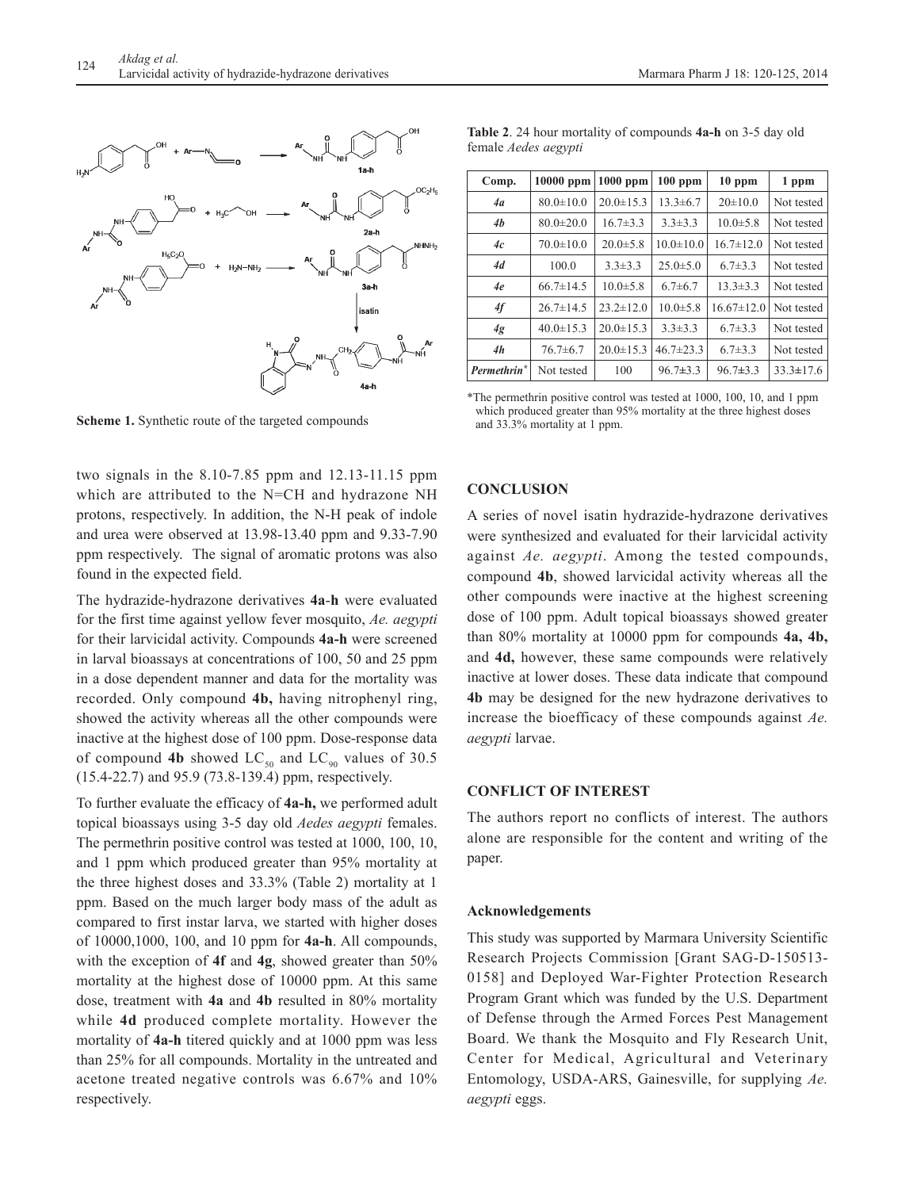**Scheme 1.** Synthetic route of the targeted compounds

**Table 2**. 24 hour mortality of compounds **4a-h** on 3-5 day old female *Aedes aegypti*

| Comp. | 10000 ppm | 1000 ppm | 100 ppm | 10 ppm | 1 ppm |
|---|---|---|---|---|---|
| *4a* | 80.0±10.0 | 20.0±15.3 | 13.3±6.7 | 20±10.0 | Not tested |
| *4b* | 80.0±20.0 | 16.7±3.3 | 3.3±3.3 | 10.0±5.8 | Not tested |
| *4c* | 70.0±10.0 | 20.0±5.8 | 10.0±10.0 | 16.7±12.0 | Not tested |
| *4d* | 100.0 | 3.3±3.3 | 25.0±5.0 | 6.7±3.3 | Not tested |
| *4e* | 66.7±14.5 | 10.0±5.8 | 6.7±6.7 | 13.3±3.3 | Not tested |
| *4f* | 26.7±14.5 | 23.2±12.0 | 10.0±5.8 | 16.67±12.0 | Not tested |
| *4g* | 40.0±15.3 | 20.0±15.3 | 3.3±3.3 | 6.7±3.3 | Not tested |
| *4h* | 76.7±6.7 | 20.0±15.3 | 46.7±23.3 | 6.7±3.3 | Not tested |
| *Permethrin*\* | Not tested | 100 | 96.7±3.3 | 96.7±3.3 | 33.3±17.6 |

\*The permethrin positive control was tested at 1000, 100, 10, and 1 ppm which produced greater than 95% mortality at the three highest doses and 33.3% mortality at 1 ppm.

two signals in the 8.10-7.85 ppm and 12.13-11.15 ppm which are attributed to the N=CH and hydrazone NH protons, respectively. In addition, the N-H peak of indole and urea were observed at 13.98-13.40 ppm and 9.33-7.90 ppm respectively. The signal of aromatic protons was also found in the expected field.

The hydrazide-hydrazone derivatives **4a**-**h** were evaluated for the first time against yellow fever mosquito, *Ae. aegypti* for their larvicidal activity. Compounds **4a-h** were screened in larval bioassays at concentrations of 100, 50 and 25 ppm in a dose dependent manner and data for the mortality was recorded. Only compound **4b,** having nitrophenyl ring, showed the activity whereas all the other compounds were inactive at the highest dose of 100 ppm. Dose-response data of compound **4b** showed $LC_{50}$ and $LC_{90}$ values of 30.5 (15.4-22.7) and 95.9 (73.8-139.4) ppm, respectively.

To further evaluate the efficacy of **4a-h,** we performed adult topical bioassays using 3-5 day old *Aedes aegypti* females. The permethrin positive control was tested at 1000, 100, 10, and 1 ppm which produced greater than 95% mortality at the three highest doses and 33.3% (Table 2) mortality at 1 ppm. Based on the much larger body mass of the adult as compared to first instar larva, we started with higher doses of 10000,1000, 100, and 10 ppm for **4a-h**. All compounds, with the exception of **4f** and **4g**, showed greater than 50% mortality at the highest dose of 10000 ppm. At this same dose, treatment with **4a** and **4b** resulted in 80% mortality while **4d** produced complete mortality. However the mortality of **4a-h** titered quickly and at 1000 ppm was less than 25% for all compounds. Mortality in the untreated and acetone treated negative controls was 6.67% and 10% respectively.

## CONCLUSION

A series of novel isatin hydrazide-hydrazone derivatives were synthesized and evaluated for their larvicidal activity against *Ae. aegypti*. Among the tested compounds, compound **4b**, showed larvicidal activity whereas all the other compounds were inactive at the highest screening dose of 100 ppm. Adult topical bioassays showed greater than 80% mortality at 10000 ppm for compounds **4a, 4b,** and **4d,** however, these same compounds were relatively inactive at lower doses. These data indicate that compound **4b** may be designed for the new hydrazone derivatives to increase the bioefficacy of these compounds against *Ae. aegypti* larvae.

## CONFLICT OF INTEREST

The authors report no conflicts of interest. The authors alone are responsible for the content and writing of the paper.

### Acknowledgements

This study was supported by Marmara University Scientific Research Projects Commission [Grant SAG-D-150513-0158] and Deployed War-Fighter Protection Research Program Grant which was funded by the U.S. Department of Defense through the Armed Forces Pest Management Board. We thank the Mosquito and Fly Research Unit, Center for Medical, Agricultural and Veterinary Entomology, USDA-ARS, Gainesville, for supplying *Ae. aegypti* eggs.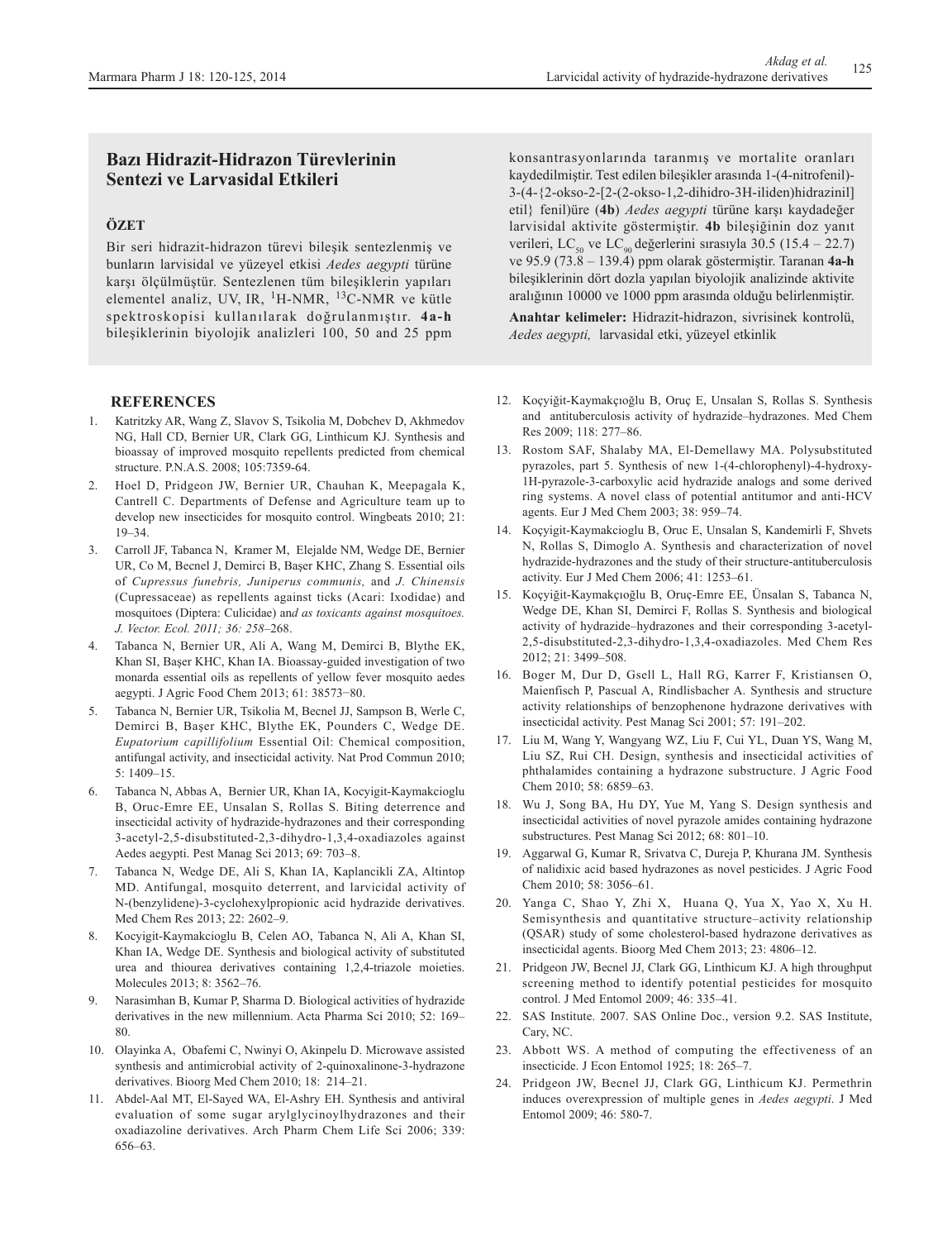## Bazı Hidrazit-Hidrazon Türevlerinin Sentezi ve Larvasidal Etkileri

### ÖZET

Bir seri hidrazit-hidrazon türevi bileşik sentezlenmiş ve bunların larvisidal ve yüzeyel etkisi *Aedes aegypti* türüne karşı ölçülmüştür. Sentezlenen tüm bileşiklerin yapıları elementel analiz, UV, IR, $^{1}$H-NMR, $^{13}$C-NMR ve kütle spektroskopisi kullanılarak doğrulanmıştır. **4a-h** bileşiklerinin biyolojik analizleri 100, 50 and 25 ppm konsantrasyonlarında taranmış ve mortalite oranları kaydedilmiştir. Test edilen bileşikler arasında 1-(4-nitrofenil)-3-(4-{2-okso-2-[2-(2-okso-1,2-dihidro-3H-iliden)hidrazinil] etil} fenil)üre (**4b**) *Aedes aegypti* türüne karşı kaydadeğer larvisidal aktivite göstermiştir. **4b** bileşiğinin doz yanıt verileri, $LC_{50}$ ve $LC_{90}$ değerlerini sırasıyla 30.5 (15.4 – 22.7) ve 95.9 (73.8 – 139.4) ppm olarak göstermiştir. Taranan **4a-h** bileşiklerinin dört dozla yapılan biyolojik analizinde aktivite aralığının 10000 ve 1000 ppm arasında olduğu belirlenmiştir.

**Anahtar kelimeler:** Hidrazit-hidrazon, sivrisinek kontrolü, *Aedes aegypti,* larvasidal etki, yüzeyel etkinlik

## REFERENCES

1. Katritzky AR, Wang Z, Slavov S, Tsikolia M, Dobchev D, Akhmedov NG, Hall CD, Bernier UR, Clark GG, Linthicum KJ. Synthesis and bioassay of improved mosquito repellents predicted from chemical structure. P.N.A.S. 2008; 105:7359-64.
2. Hoel D, Pridgeon JW, Bernier UR, Chauhan K, Meepagala K, Cantrell C. Departments of Defense and Agriculture team up to develop new insecticides for mosquito control. Wingbeats 2010; 21: 19–34.
3. Carroll JF, Tabanca N, Kramer M, Elejalde NM, Wedge DE, Bernier UR, Co M, Becnel J, Demirci B, Başer KHC, Zhang S. Essential oils of *Cupressus funebris, Juniperus communis,* and *J. Chinensis* (Cupressaceae) as repellents against ticks (Acari: Ixodidae) and mosquitoes (Diptera: Culicidae) an*d as toxicants against mosquitoes. J. Vector. Ecol. 2011; 36: 258*–268.
4. Tabanca N, Bernier UR, Ali A, Wang M, Demirci B, Blythe EK, Khan SI, Başer KHC, Khan IA. Bioassay-guided investigation of two monarda essential oils as repellents of yellow fever mosquito aedes aegypti. J Agric Food Chem 2013; 61: 38573−80.
5. Tabanca N, Bernier UR, Tsikolia M, Becnel JJ, Sampson B, Werle C, Demirci B, Başer KHC, Blythe EK, Pounders C, Wedge DE. *Eupatorium capillifolium* Essential Oil: Chemical composition, antifungal activity, and insecticidal activity. Nat Prod Commun 2010; 5: 1409–15.
6. Tabanca N, Abbas A, Bernier UR, Khan IA, Kocyigit-Kaymakcioglu B, Oruc-Emre EE, Unsalan S, Rollas S. Biting deterrence and insecticidal activity of hydrazide-hydrazones and their corresponding 3-acetyl-2,5-disubstituted-2,3-dihydro-1,3,4-oxadiazoles against Aedes aegypti. Pest Manag Sci 2013; 69: 703–8.
7. Tabanca N, Wedge DE, Ali S, Khan IA, Kaplancikli ZA, Altintop MD. Antifungal, mosquito deterrent, and larvicidal activity of N-(benzylidene)-3-cyclohexylpropionic acid hydrazide derivatives. Med Chem Res 2013; 22: 2602–9.
8. Kocyigit-Kaymakcioglu B, Celen AO, Tabanca N, Ali A, Khan SI, Khan IA, Wedge DE. Synthesis and biological activity of substituted urea and thiourea derivatives containing 1,2,4-triazole moieties. Molecules 2013; 8: 3562–76.
9. Narasimhan B, Kumar P, Sharma D. Biological activities of hydrazide derivatives in the new millennium. Acta Pharma Sci 2010; 52: 169–80.
10. Olayinka A, Obafemi C, Nwinyi O, Akinpelu D. Microwave assisted synthesis and antimicrobial activity of 2-quinoxalinone-3-hydrazone derivatives. Bioorg Med Chem 2010; 18: 214–21.
11. Abdel-Aal MT, El-Sayed WA, El-Ashry EH. Synthesis and antiviral evaluation of some sugar arylglycinoylhydrazones and their oxadiazoline derivatives. Arch Pharm Chem Life Sci 2006; 339: 656–63.
12. Koçyiğit-Kaymakçıoğlu B, Oruç E, Unsalan S, Rollas S. Synthesis and antituberculosis activity of hydrazide–hydrazones. Med Chem Res 2009; 118: 277–86.
13. Rostom SAF, Shalaby MA, El-Demellawy MA. Polysubstituted pyrazoles, part 5. Synthesis of new 1-(4-chlorophenyl)-4-hydroxy-1H-pyrazole-3-carboxylic acid hydrazide analogs and some derived ring systems. A novel class of potential antitumor and anti-HCV agents. Eur J Med Chem 2003; 38: 959–74.
14. Koçyigit-Kaymakcioglu B, Oruc E, Unsalan S, Kandemirli F, Shvets N, Rollas S, Dimoglo A. Synthesis and characterization of novel hydrazide-hydrazones and the study of their structure-antituberculosis activity. Eur J Med Chem 2006; 41: 1253–61.
15. Koçyiğit-Kaymakçıoğlu B, Oruç-Emre EE, Ünsalan S, Tabanca N, Wedge DE, Khan SI, Demirci F, Rollas S. Synthesis and biological activity of hydrazide–hydrazones and their corresponding 3-acetyl-2,5-disubstituted-2,3-dihydro-1,3,4-oxadiazoles. Med Chem Res 2012; 21: 3499–508.
16. Boger M, Dur D, Gsell L, Hall RG, Karrer F, Kristiansen O, Maienfisch P, Pascual A, Rindlisbacher A. Synthesis and structure activity relationships of benzophenone hydrazone derivatives with insecticidal activity. Pest Manag Sci 2001; 57: 191–202.
17. Liu M, Wang Y, Wangyang WZ, Liu F, Cui YL, Duan YS, Wang M, Liu SZ, Rui CH. Design, synthesis and insecticidal activities of phthalamides containing a hydrazone substructure. J Agric Food Chem 2010; 58: 6859–63.
18. Wu J, Song BA, Hu DY, Yue M, Yang S. Design synthesis and insecticidal activities of novel pyrazole amides containing hydrazone substructures. Pest Manag Sci 2012; 68: 801–10.
19. Aggarwal G, Kumar R, Srivatva C, Dureja P, Khurana JM. Synthesis of nalidixic acid based hydrazones as novel pesticides. J Agric Food Chem 2010; 58: 3056–61.
20. Yanga C, Shao Y, Zhi X, Huana Q, Yua X, Yao X, Xu H. Semisynthesis and quantitative structure–activity relationship (QSAR) study of some cholesterol-based hydrazone derivatives as insecticidal agents. Bioorg Med Chem 2013; 23: 4806–12.
21. Pridgeon JW, Becnel JJ, Clark GG, Linthicum KJ. A high throughput screening method to identify potential pesticides for mosquito control. J Med Entomol 2009; 46: 335–41.
22. SAS Institute. 2007. SAS Online Doc., version 9.2. SAS Institute, Cary, NC.
23. Abbott WS. A method of computing the effectiveness of an insecticide. J Econ Entomol 1925; 18: 265–7.
24. Pridgeon JW, Becnel JJ, Clark GG, Linthicum KJ. Permethrin induces overexpression of multiple genes in *Aedes aegypti*. J Med Entomol 2009; 46: 580-7.